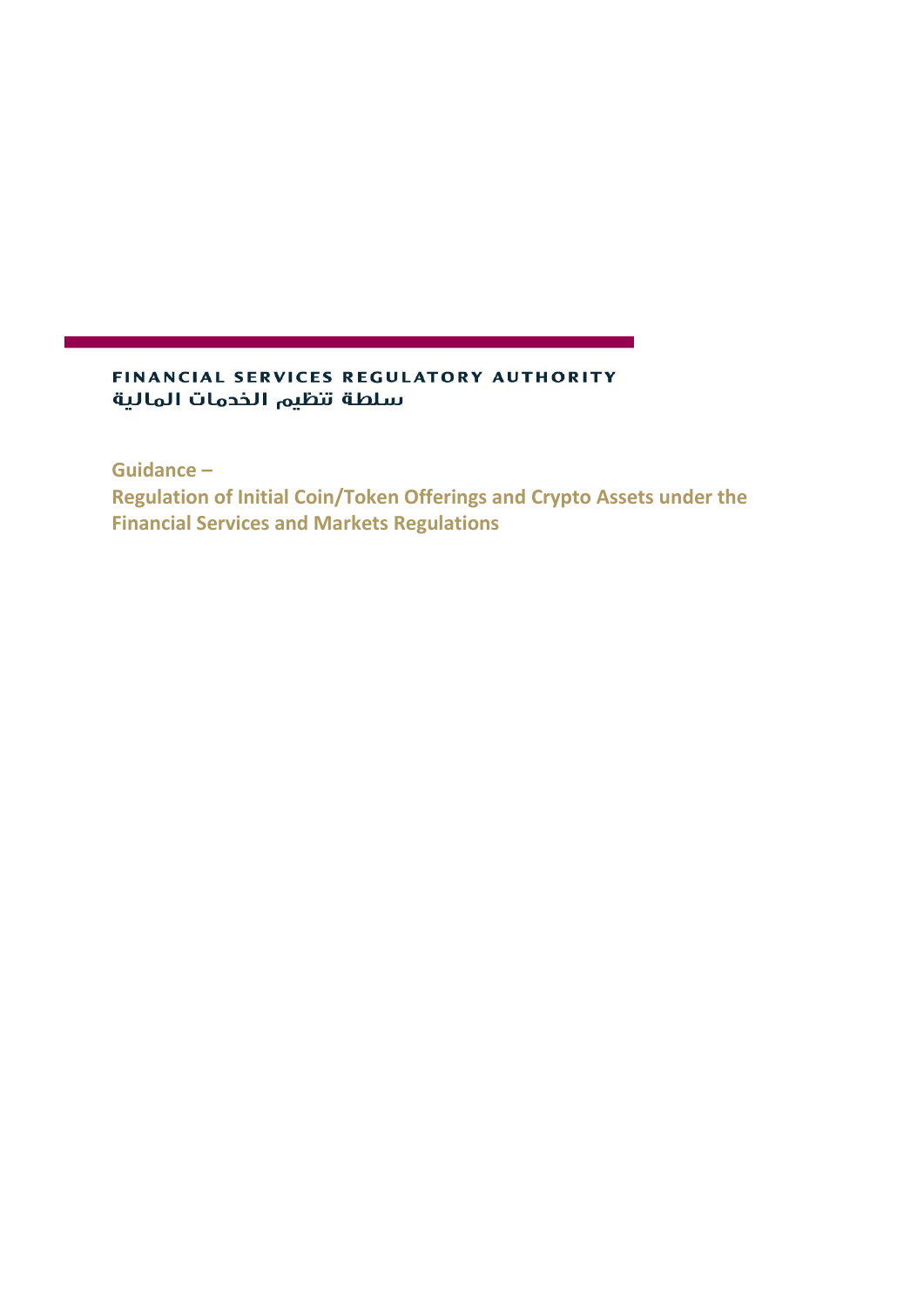FINANCIAL SERVICES REGULATORY AUTHORITY

سلطة تنظيم الخدمات المالية

# Guidance –

# Regulation of Initial Coin/Token Offerings and Crypto Assets under the Financial Services and Markets Regulations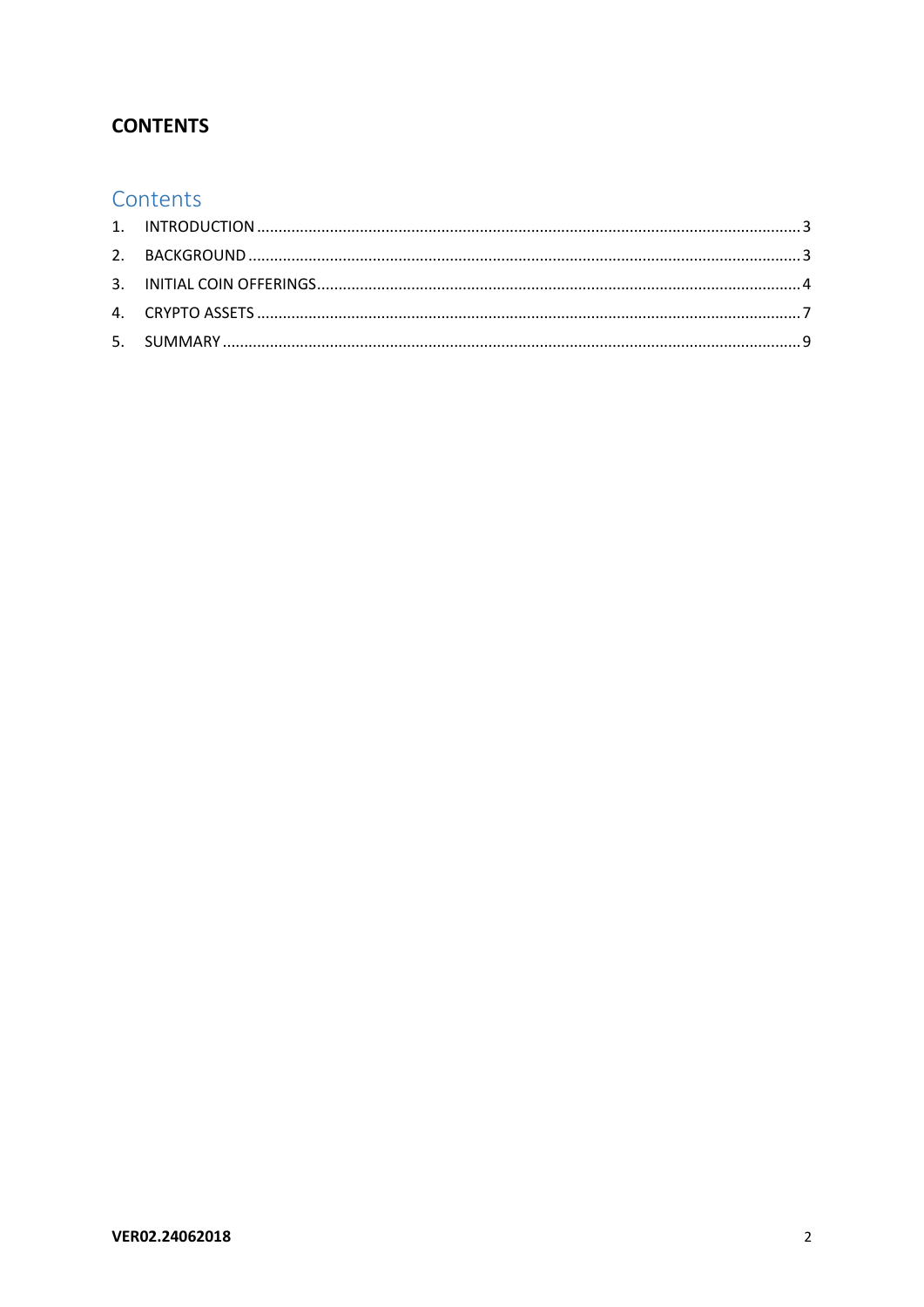## CONTENTS

### Contents

1. INTRODUCTION ........................................................ 3
2. BACKGROUND ........................................................ 3
3. INITIAL COIN OFFERINGS ........................................................ 4
4. CRYPTO ASSETS ........................................................ 7
5. SUMMARY ........................................................ 9

VER02.24062018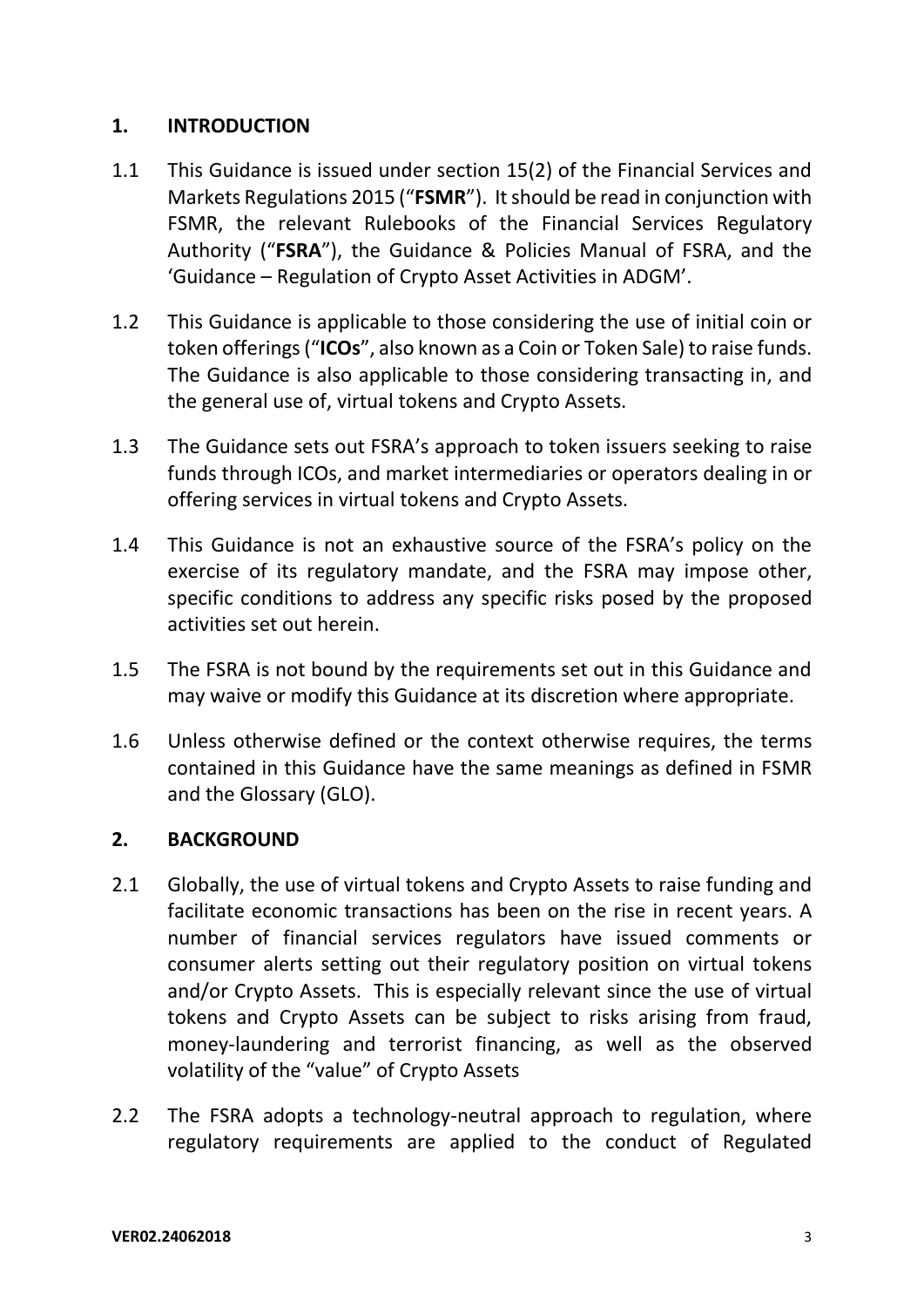## 1. INTRODUCTION

1.1 This Guidance is issued under section 15(2) of the Financial Services and Markets Regulations 2015 ("**FSMR**"). It should be read in conjunction with FSMR, the relevant Rulebooks of the Financial Services Regulatory Authority ("**FSRA**"), the Guidance & Policies Manual of FSRA, and the 'Guidance – Regulation of Crypto Asset Activities in ADGM'.

1.2 This Guidance is applicable to those considering the use of initial coin or token offerings ("**ICOs**", also known as a Coin or Token Sale) to raise funds. The Guidance is also applicable to those considering transacting in, and the general use of, virtual tokens and Crypto Assets.

1.3 The Guidance sets out FSRA's approach to token issuers seeking to raise funds through ICOs, and market intermediaries or operators dealing in or offering services in virtual tokens and Crypto Assets.

1.4 This Guidance is not an exhaustive source of the FSRA's policy on the exercise of its regulatory mandate, and the FSRA may impose other, specific conditions to address any specific risks posed by the proposed activities set out herein.

1.5 The FSRA is not bound by the requirements set out in this Guidance and may waive or modify this Guidance at its discretion where appropriate.

1.6 Unless otherwise defined or the context otherwise requires, the terms contained in this Guidance have the same meanings as defined in FSMR and the Glossary (GLO).

## 2. BACKGROUND

2.1 Globally, the use of virtual tokens and Crypto Assets to raise funding and facilitate economic transactions has been on the rise in recent years. A number of financial services regulators have issued comments or consumer alerts setting out their regulatory position on virtual tokens and/or Crypto Assets. This is especially relevant since the use of virtual tokens and Crypto Assets can be subject to risks arising from fraud, money-laundering and terrorist financing, as well as the observed volatility of the "value" of Crypto Assets

2.2 The FSRA adopts a technology-neutral approach to regulation, where regulatory requirements are applied to the conduct of Regulated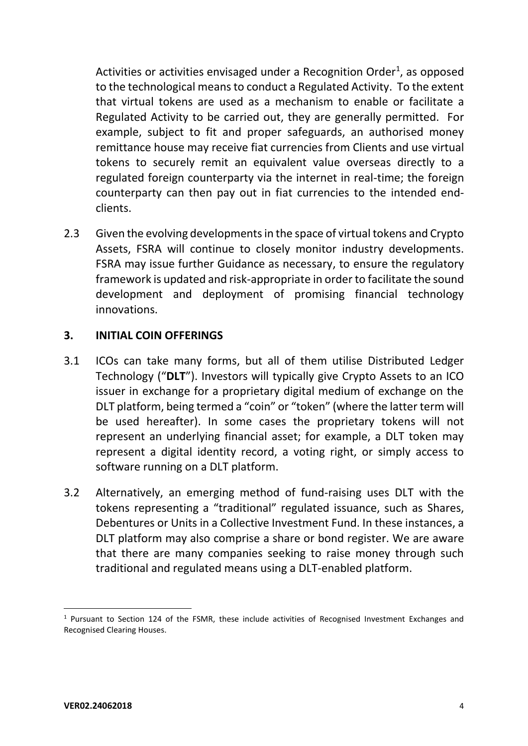Activities or activities envisaged under a Recognition Order[1], as opposed to the technological means to conduct a Regulated Activity. To the extent that virtual tokens are used as a mechanism to enable or facilitate a Regulated Activity to be carried out, they are generally permitted. For example, subject to fit and proper safeguards, an authorised money remittance house may receive fiat currencies from Clients and use virtual tokens to securely remit an equivalent value overseas directly to a regulated foreign counterparty via the internet in real-time; the foreign counterparty can then pay out in fiat currencies to the intended end-clients.

2.3 Given the evolving developments in the space of virtual tokens and Crypto Assets, FSRA will continue to closely monitor industry developments. FSRA may issue further Guidance as necessary, to ensure the regulatory framework is updated and risk-appropriate in order to facilitate the sound development and deployment of promising financial technology innovations.

## 3. INITIAL COIN OFFERINGS

3.1 ICOs can take many forms, but all of them utilise Distributed Ledger Technology ("**DLT**"). Investors will typically give Crypto Assets to an ICO issuer in exchange for a proprietary digital medium of exchange on the DLT platform, being termed a "coin" or "token" (where the latter term will be used hereafter). In some cases the proprietary tokens will not represent an underlying financial asset; for example, a DLT token may represent a digital identity record, a voting right, or simply access to software running on a DLT platform.

3.2 Alternatively, an emerging method of fund-raising uses DLT with the tokens representing a "traditional" regulated issuance, such as Shares, Debentures or Units in a Collective Investment Fund. In these instances, a DLT platform may also comprise a share or bond register. We are aware that there are many companies seeking to raise money through such traditional and regulated means using a DLT-enabled platform.

---

[1] Pursuant to Section 124 of the FSMR, these include activities of Recognised Investment Exchanges and Recognised Clearing Houses.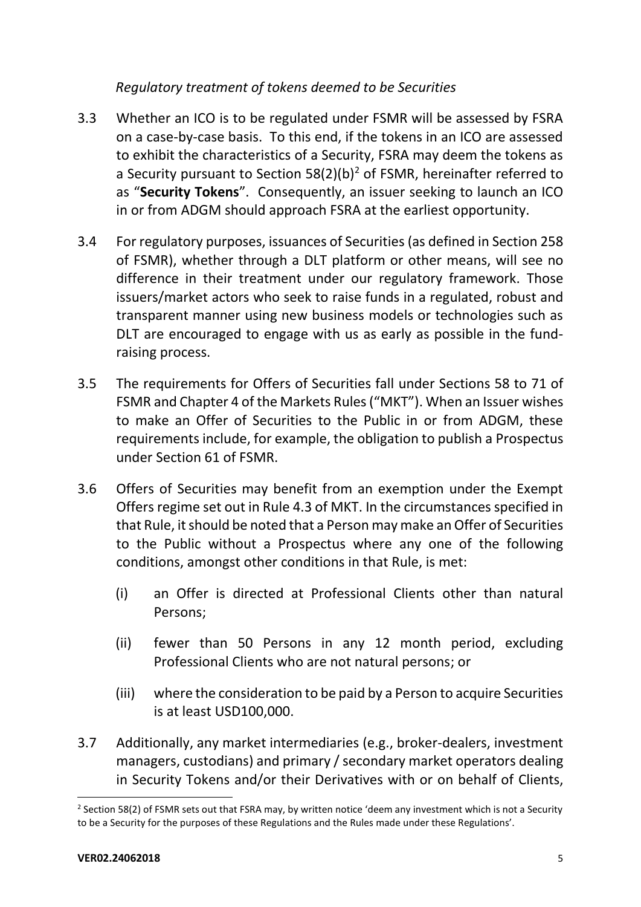*Regulatory treatment of tokens deemed to be Securities*

3.3 Whether an ICO is to be regulated under FSMR will be assessed by FSRA on a case-by-case basis. To this end, if the tokens in an ICO are assessed to exhibit the characteristics of a Security, FSRA may deem the tokens as a Security pursuant to Section 58(2)(b)[2] of FSMR, hereinafter referred to as "**Security Tokens**". Consequently, an issuer seeking to launch an ICO in or from ADGM should approach FSRA at the earliest opportunity.

3.4 For regulatory purposes, issuances of Securities (as defined in Section 258 of FSMR), whether through a DLT platform or other means, will see no difference in their treatment under our regulatory framework. Those issuers/market actors who seek to raise funds in a regulated, robust and transparent manner using new business models or technologies such as DLT are encouraged to engage with us as early as possible in the fund-raising process.

3.5 The requirements for Offers of Securities fall under Sections 58 to 71 of FSMR and Chapter 4 of the Markets Rules ("MKT"). When an Issuer wishes to make an Offer of Securities to the Public in or from ADGM, these requirements include, for example, the obligation to publish a Prospectus under Section 61 of FSMR.

3.6 Offers of Securities may benefit from an exemption under the Exempt Offers regime set out in Rule 4.3 of MKT. In the circumstances specified in that Rule, it should be noted that a Person may make an Offer of Securities to the Public without a Prospectus where any one of the following conditions, amongst other conditions in that Rule, is met:

(i) an Offer is directed at Professional Clients other than natural Persons;

(ii) fewer than 50 Persons in any 12 month period, excluding Professional Clients who are not natural persons; or

(iii) where the consideration to be paid by a Person to acquire Securities is at least USD100,000.

3.7 Additionally, any market intermediaries (e.g., broker-dealers, investment managers, custodians) and primary / secondary market operators dealing in Security Tokens and/or their Derivatives with or on behalf of Clients,

---

[2] Section 58(2) of FSMR sets out that FSRA may, by written notice 'deem any investment which is not a Security to be a Security for the purposes of these Regulations and the Rules made under these Regulations'.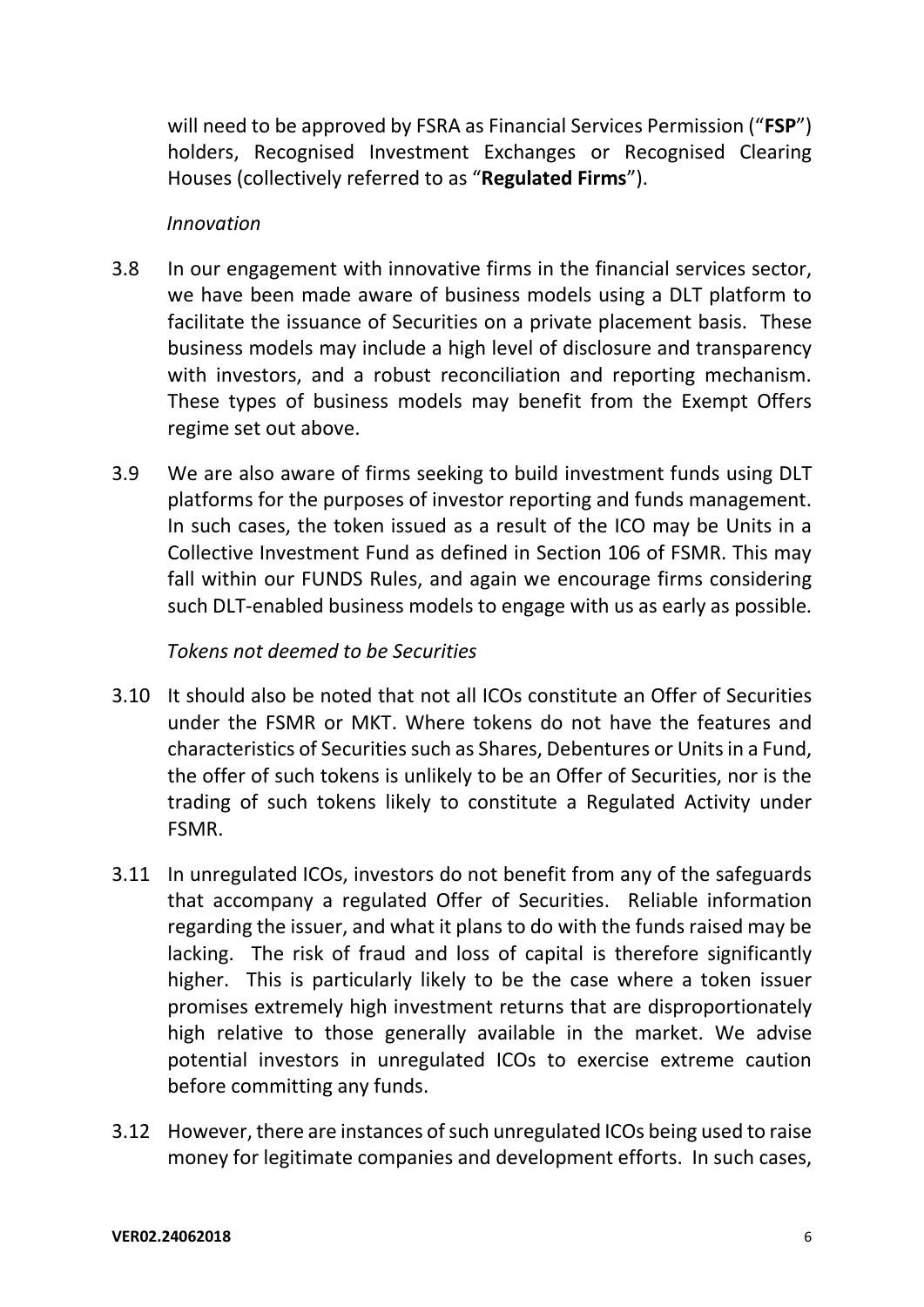will need to be approved by FSRA as Financial Services Permission (“**FSP**”) holders, Recognised Investment Exchanges or Recognised Clearing Houses (collectively referred to as “**Regulated Firms**”).

*Innovation*

3.8 In our engagement with innovative firms in the financial services sector, we have been made aware of business models using a DLT platform to facilitate the issuance of Securities on a private placement basis. These business models may include a high level of disclosure and transparency with investors, and a robust reconciliation and reporting mechanism. These types of business models may benefit from the Exempt Offers regime set out above.

3.9 We are also aware of firms seeking to build investment funds using DLT platforms for the purposes of investor reporting and funds management. In such cases, the token issued as a result of the ICO may be Units in a Collective Investment Fund as defined in Section 106 of FSMR. This may fall within our FUNDS Rules, and again we encourage firms considering such DLT-enabled business models to engage with us as early as possible.

*Tokens not deemed to be Securities*

3.10 It should also be noted that not all ICOs constitute an Offer of Securities under the FSMR or MKT. Where tokens do not have the features and characteristics of Securities such as Shares, Debentures or Units in a Fund, the offer of such tokens is unlikely to be an Offer of Securities, nor is the trading of such tokens likely to constitute a Regulated Activity under FSMR.

3.11 In unregulated ICOs, investors do not benefit from any of the safeguards that accompany a regulated Offer of Securities. Reliable information regarding the issuer, and what it plans to do with the funds raised may be lacking. The risk of fraud and loss of capital is therefore significantly higher. This is particularly likely to be the case where a token issuer promises extremely high investment returns that are disproportionately high relative to those generally available in the market. We advise potential investors in unregulated ICOs to exercise extreme caution before committing any funds.

3.12 However, there are instances of such unregulated ICOs being used to raise money for legitimate companies and development efforts. In such cases,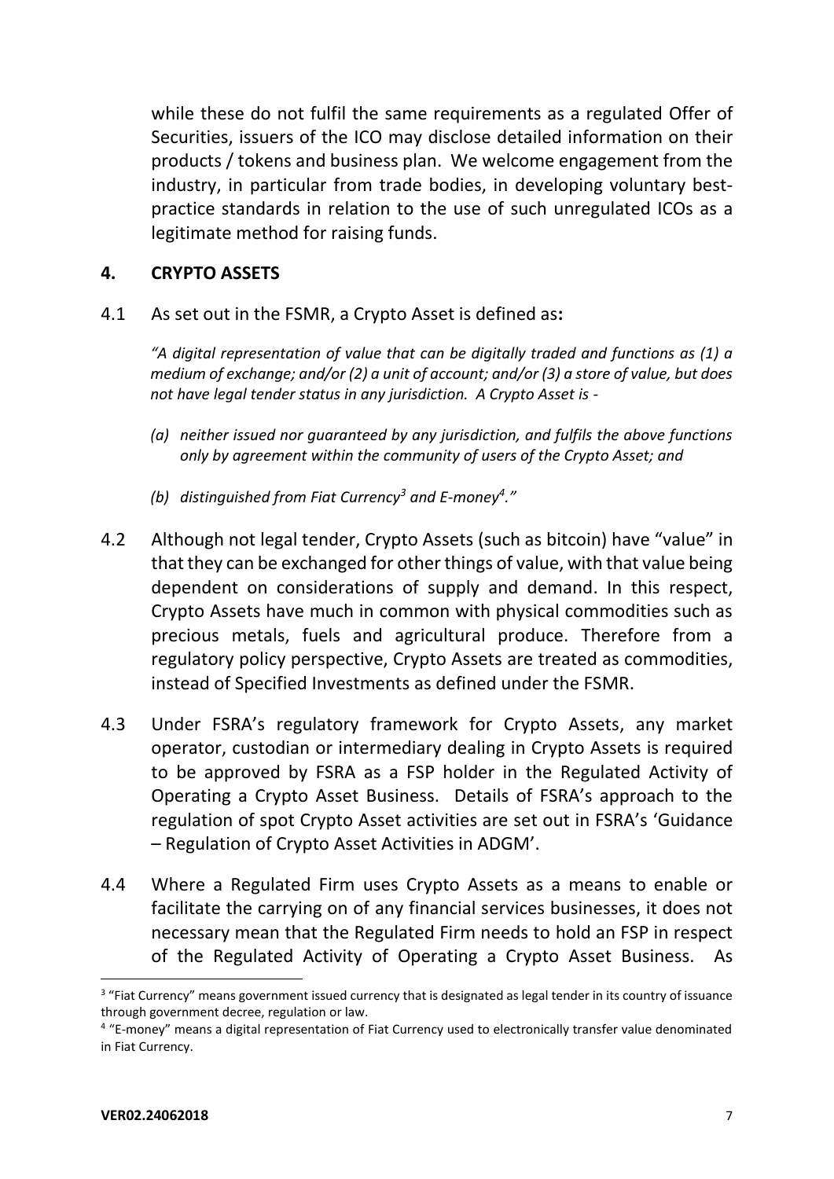while these do not fulfil the same requirements as a regulated Offer of Securities, issuers of the ICO may disclose detailed information on their products / tokens and business plan. We welcome engagement from the industry, in particular from trade bodies, in developing voluntary best-practice standards in relation to the use of such unregulated ICOs as a legitimate method for raising funds.

## 4. CRYPTO ASSETS

4.1 As set out in the FSMR, a Crypto Asset is defined as**:**

> *"A digital representation of value that can be digitally traded and functions as (1) a medium of exchange; and/or (2) a unit of account; and/or (3) a store of value, but does not have legal tender status in any jurisdiction. A Crypto Asset is -*
>
> *(a) neither issued nor guaranteed by any jurisdiction, and fulfils the above functions only by agreement within the community of users of the Crypto Asset; and*
>
> *(b) distinguished from Fiat Currency[3] and E-money[4]."*

4.2 Although not legal tender, Crypto Assets (such as bitcoin) have "value" in that they can be exchanged for other things of value, with that value being dependent on considerations of supply and demand. In this respect, Crypto Assets have much in common with physical commodities such as precious metals, fuels and agricultural produce. Therefore from a regulatory policy perspective, Crypto Assets are treated as commodities, instead of Specified Investments as defined under the FSMR.

4.3 Under FSRA's regulatory framework for Crypto Assets, any market operator, custodian or intermediary dealing in Crypto Assets is required to be approved by FSRA as a FSP holder in the Regulated Activity of Operating a Crypto Asset Business. Details of FSRA's approach to the regulation of spot Crypto Asset activities are set out in FSRA's 'Guidance – Regulation of Crypto Asset Activities in ADGM'.

4.4 Where a Regulated Firm uses Crypto Assets as a means to enable or facilitate the carrying on of any financial services businesses, it does not necessary mean that the Regulated Firm needs to hold an FSP in respect of the Regulated Activity of Operating a Crypto Asset Business. As

---

[3] "Fiat Currency" means government issued currency that is designated as legal tender in its country of issuance through government decree, regulation or law.

[4] "E-money" means a digital representation of Fiat Currency used to electronically transfer value denominated in Fiat Currency.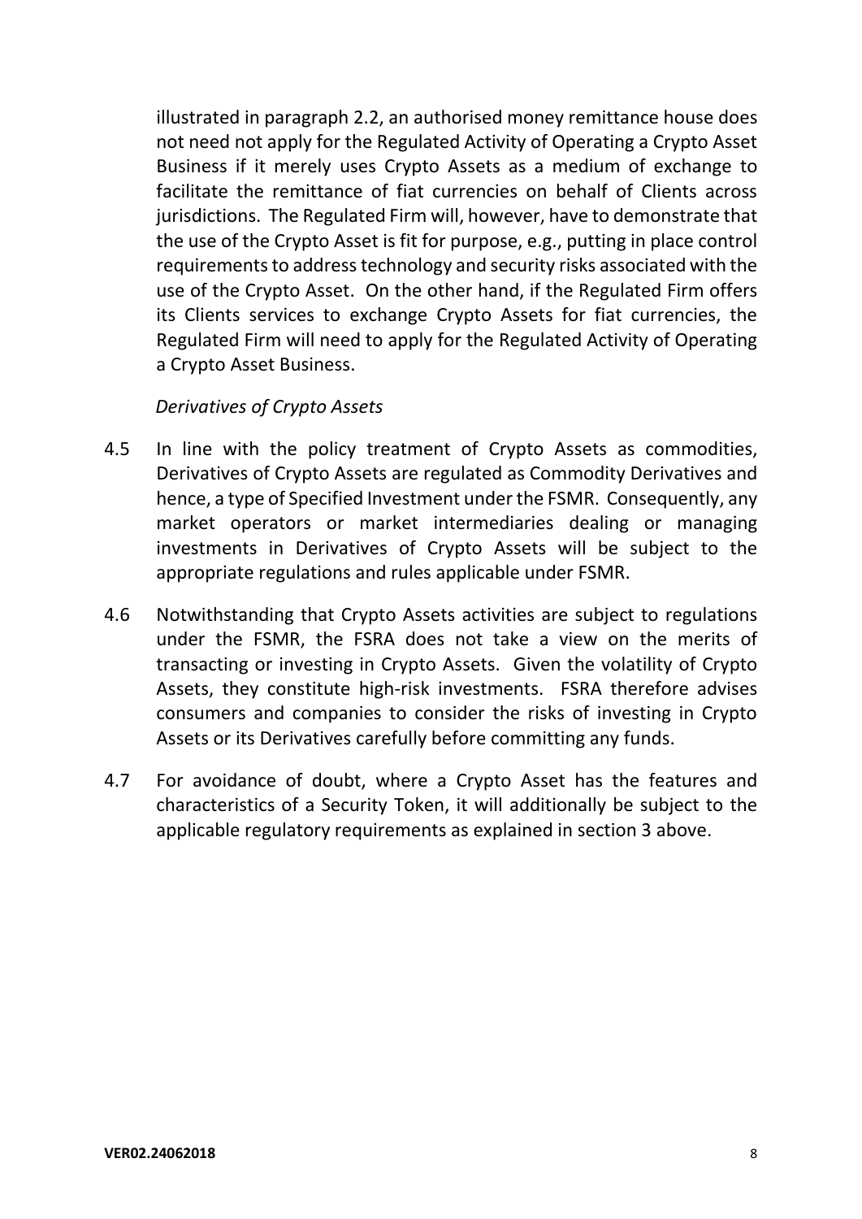illustrated in paragraph 2.2, an authorised money remittance house does not need not apply for the Regulated Activity of Operating a Crypto Asset Business if it merely uses Crypto Assets as a medium of exchange to facilitate the remittance of fiat currencies on behalf of Clients across jurisdictions. The Regulated Firm will, however, have to demonstrate that the use of the Crypto Asset is fit for purpose, e.g., putting in place control requirements to address technology and security risks associated with the use of the Crypto Asset. On the other hand, if the Regulated Firm offers its Clients services to exchange Crypto Assets for fiat currencies, the Regulated Firm will need to apply for the Regulated Activity of Operating a Crypto Asset Business.

*Derivatives of Crypto Assets*

4.5 In line with the policy treatment of Crypto Assets as commodities, Derivatives of Crypto Assets are regulated as Commodity Derivatives and hence, a type of Specified Investment under the FSMR. Consequently, any market operators or market intermediaries dealing or managing investments in Derivatives of Crypto Assets will be subject to the appropriate regulations and rules applicable under FSMR.

4.6 Notwithstanding that Crypto Assets activities are subject to regulations under the FSMR, the FSRA does not take a view on the merits of transacting or investing in Crypto Assets. Given the volatility of Crypto Assets, they constitute high-risk investments. FSRA therefore advises consumers and companies to consider the risks of investing in Crypto Assets or its Derivatives carefully before committing any funds.

4.7 For avoidance of doubt, where a Crypto Asset has the features and characteristics of a Security Token, it will additionally be subject to the applicable regulatory requirements as explained in section 3 above.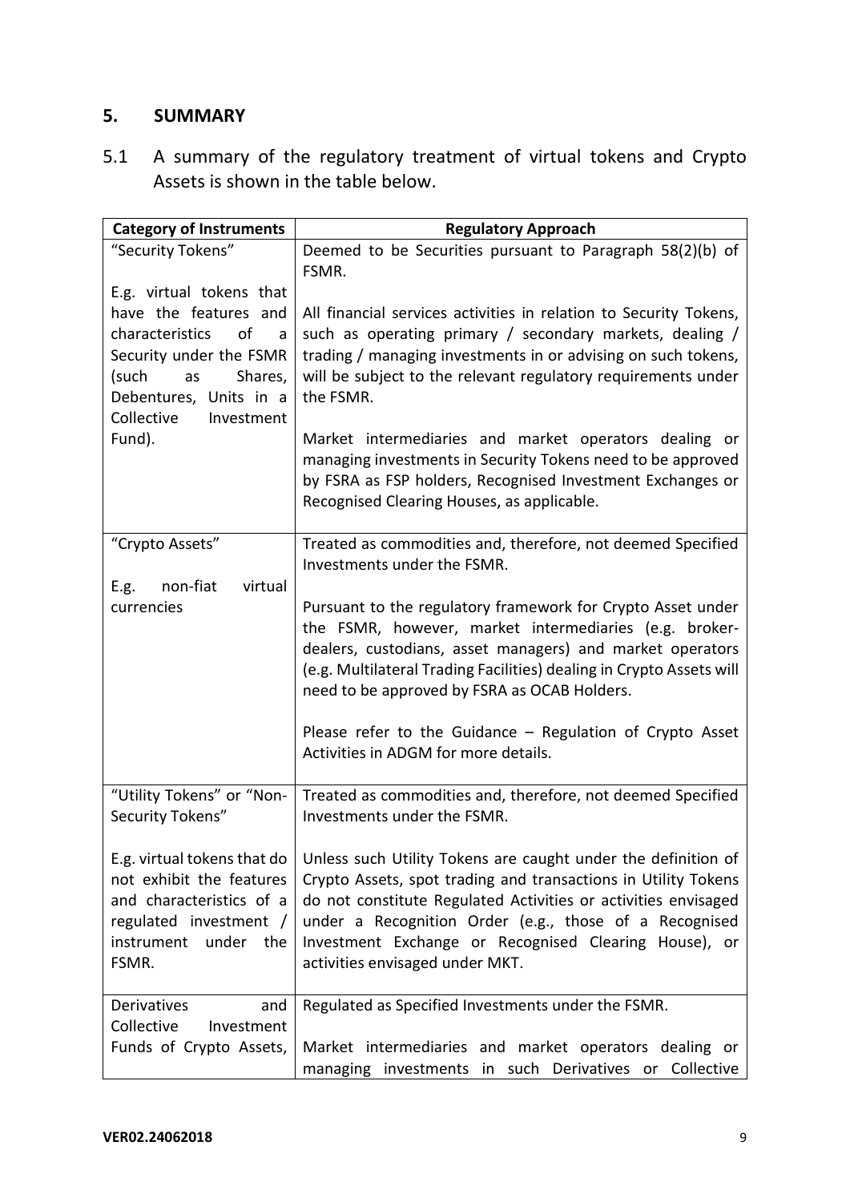## 5. SUMMARY

5.1 A summary of the regulatory treatment of virtual tokens and Crypto Assets is shown in the table below.

| Category of Instruments | Regulatory Approach |
|---|---|
| "Security Tokens"<br><br>E.g. virtual tokens that have the features and characteristics of a Security under the FSMR (such as Shares, Debentures, Units in a Collective Investment Fund). | Deemed to be Securities pursuant to Paragraph 58(2)(b) of FSMR.<br><br>All financial services activities in relation to Security Tokens, such as operating primary / secondary markets, dealing / trading / managing investments in or advising on such tokens, will be subject to the relevant regulatory requirements under the FSMR.<br><br>Market intermediaries and market operators dealing or managing investments in Security Tokens need to be approved by FSRA as FSP holders, Recognised Investment Exchanges or Recognised Clearing Houses, as applicable. |
| "Crypto Assets"<br><br>E.g. non-fiat virtual currencies | Treated as commodities and, therefore, not deemed Specified Investments under the FSMR.<br><br>Pursuant to the regulatory framework for Crypto Asset under the FSMR, however, market intermediaries (e.g. broker-dealers, custodians, asset managers) and market operators (e.g. Multilateral Trading Facilities) dealing in Crypto Assets will need to be approved by FSRA as OCAB Holders.<br><br>Please refer to the Guidance – Regulation of Crypto Asset Activities in ADGM for more details. |
| "Utility Tokens" or "Non-Security Tokens"<br><br>E.g. virtual tokens that do not exhibit the features and characteristics of a regulated investment / instrument under the FSMR. | Treated as commodities and, therefore, not deemed Specified Investments under the FSMR.<br><br>Unless such Utility Tokens are caught under the definition of Crypto Assets, spot trading and transactions in Utility Tokens do not constitute Regulated Activities or activities envisaged under a Recognition Order (e.g., those of a Recognised Investment Exchange or Recognised Clearing House), or activities envisaged under MKT. |
| Derivatives and Collective Investment Funds of Crypto Assets, | Regulated as Specified Investments under the FSMR.<br><br>Market intermediaries and market operators dealing or managing investments in such Derivatives or Collective |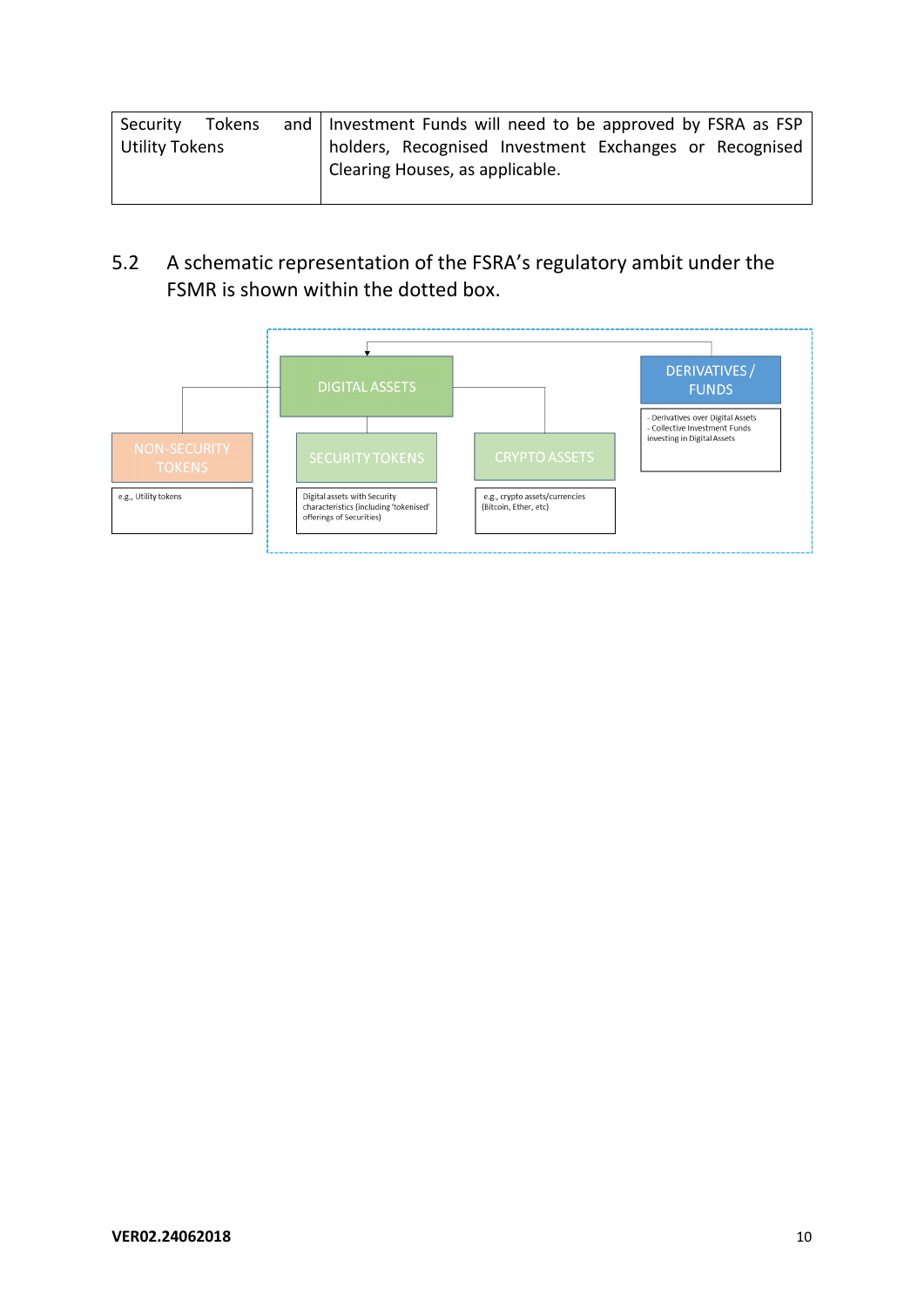| | |
|---|---|
| Security Tokens and Utility Tokens | Investment Funds will need to be approved by FSRA as FSP holders, Recognised Investment Exchanges or Recognised Clearing Houses, as applicable. |

5.2 A schematic representation of the FSRA's regulatory ambit under the FSMR is shown within the dotted box.

DIGITAL ASSETS

DERIVATIVES / FUNDS

- Derivatives over Digital Assets
- Collective Investment Funds investing in Digital Assets

NON-SECURITY TOKENS

e.g., Utility tokens

SECURITY TOKENS

Digital assets with Security characteristics (including 'tokenised' offerings of Securities)

CRYPTO ASSETS

e.g., crypto assets/currencies (Bitcoin, Ether, etc)

VER02.24062018